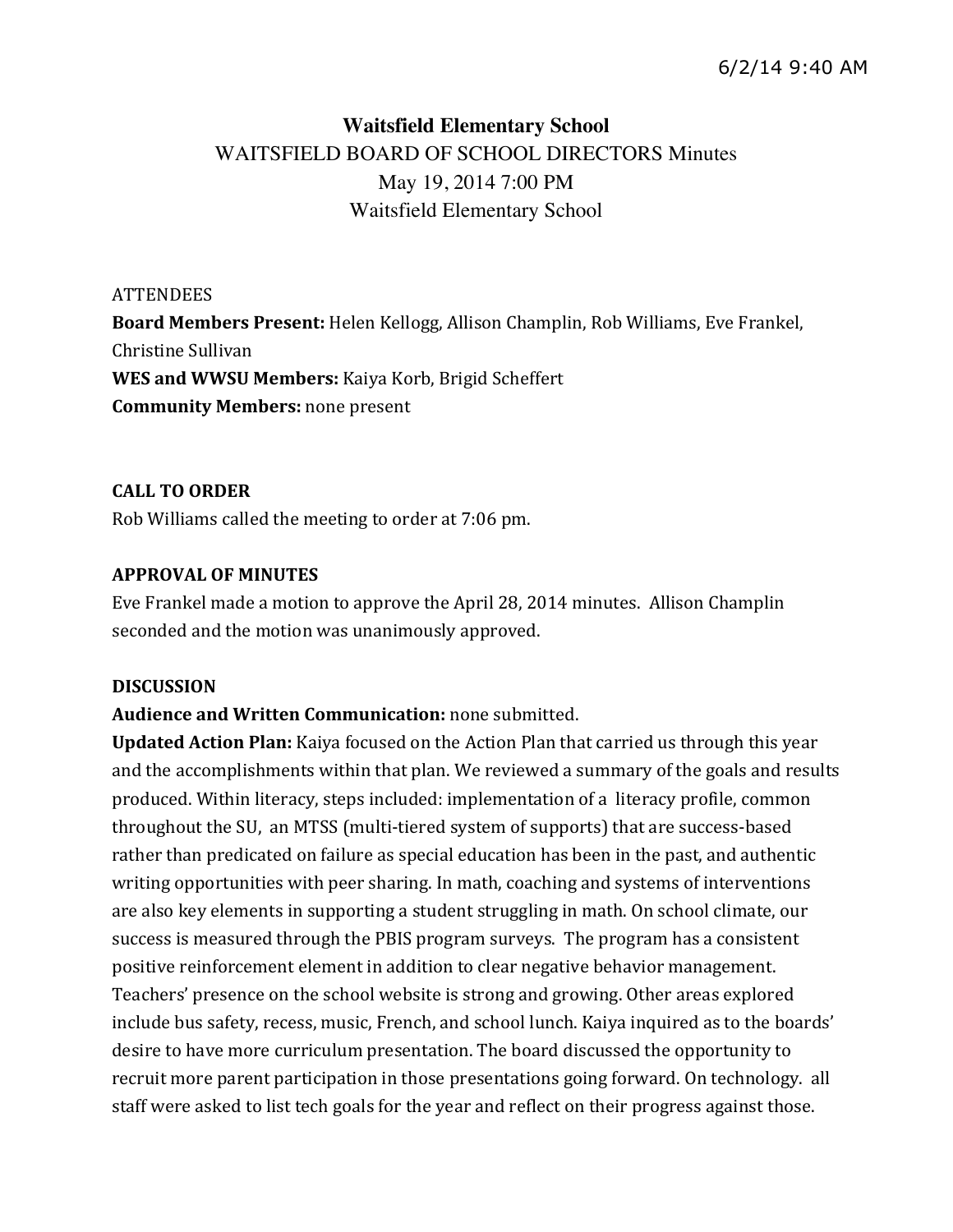# Waitsfield Elementary School

WAITSFIELD BOARD OF SCHOOL DIRECTORS Minutes
May 19, 2014 7:00 PM
Waitsfield Elementary School

ATTENDEES
**Board Members Present:** Helen Kellogg, Allison Champlin, Rob Williams, Eve Frankel, Christine Sullivan
**WES and WWSU Members:** Kaiya Korb, Brigid Scheffert
**Community Members:** none present

**CALL TO ORDER**
Rob Williams called the meeting to order at 7:06 pm.

**APPROVAL OF MINUTES**
Eve Frankel made a motion to approve the April 28, 2014 minutes. Allison Champlin seconded and the motion was unanimously approved.

**DISCUSSION**
**Audience and Written Communication:** none submitted.
**Updated Action Plan:** Kaiya focused on the Action Plan that carried us through this year and the accomplishments within that plan. We reviewed a summary of the goals and results produced. Within literacy, steps included: implementation of a literacy profile, common throughout the SU, an MTSS (multi-tiered system of supports) that are success-based rather than predicated on failure as special education has been in the past, and authentic writing opportunities with peer sharing. In math, coaching and systems of interventions are also key elements in supporting a student struggling in math. On school climate, our success is measured through the PBIS program surveys. The program has a consistent positive reinforcement element in addition to clear negative behavior management. Teachers' presence on the school website is strong and growing. Other areas explored include bus safety, recess, music, French, and school lunch. Kaiya inquired as to the boards' desire to have more curriculum presentation. The board discussed the opportunity to recruit more parent participation in those presentations going forward. On technology. all staff were asked to list tech goals for the year and reflect on their progress against those.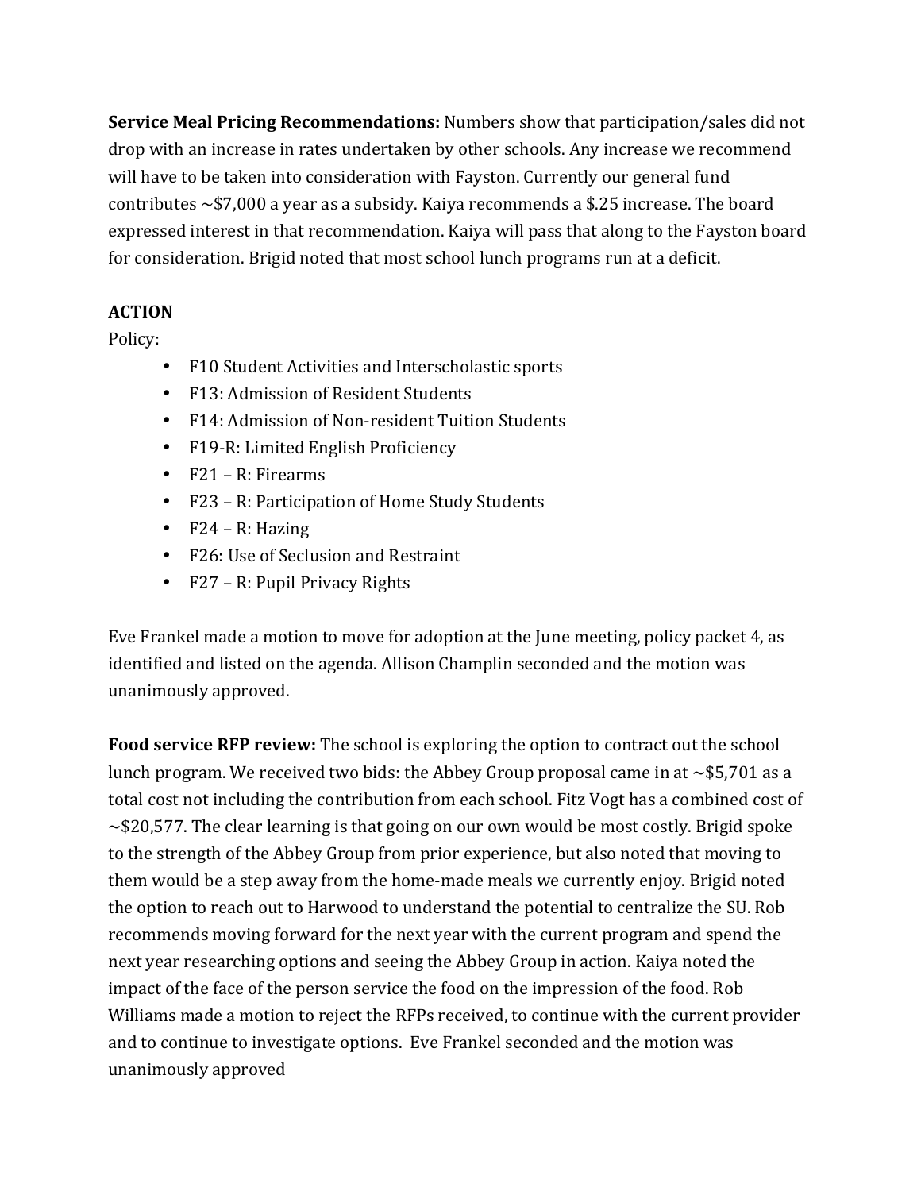**Service Meal Pricing Recommendations:** Numbers show that participation/sales did not drop with an increase in rates undertaken by other schools. Any increase we recommend will have to be taken into consideration with Fayston. Currently our general fund contributes ~$7,000 a year as a subsidy. Kaiya recommends a $.25 increase. The board expressed interest in that recommendation. Kaiya will pass that along to the Fayston board for consideration. Brigid noted that most school lunch programs run at a deficit.

**ACTION**

Policy:

- F10 Student Activities and Interscholastic sports
- F13: Admission of Resident Students
- F14: Admission of Non-resident Tuition Students
- F19-R: Limited English Proficiency
- F21 – R: Firearms
- F23 – R: Participation of Home Study Students
- F24 – R: Hazing
- F26: Use of Seclusion and Restraint
- F27 – R: Pupil Privacy Rights

Eve Frankel made a motion to move for adoption at the June meeting, policy packet 4, as identified and listed on the agenda. Allison Champlin seconded and the motion was unanimously approved.

**Food service RFP review:** The school is exploring the option to contract out the school lunch program. We received two bids: the Abbey Group proposal came in at ~$5,701 as a total cost not including the contribution from each school. Fitz Vogt has a combined cost of ~$20,577. The clear learning is that going on our own would be most costly. Brigid spoke to the strength of the Abbey Group from prior experience, but also noted that moving to them would be a step away from the home-made meals we currently enjoy. Brigid noted the option to reach out to Harwood to understand the potential to centralize the SU. Rob recommends moving forward for the next year with the current program and spend the next year researching options and seeing the Abbey Group in action. Kaiya noted the impact of the face of the person service the food on the impression of the food. Rob Williams made a motion to reject the RFPs received, to continue with the current provider and to continue to investigate options. Eve Frankel seconded and the motion was unanimously approved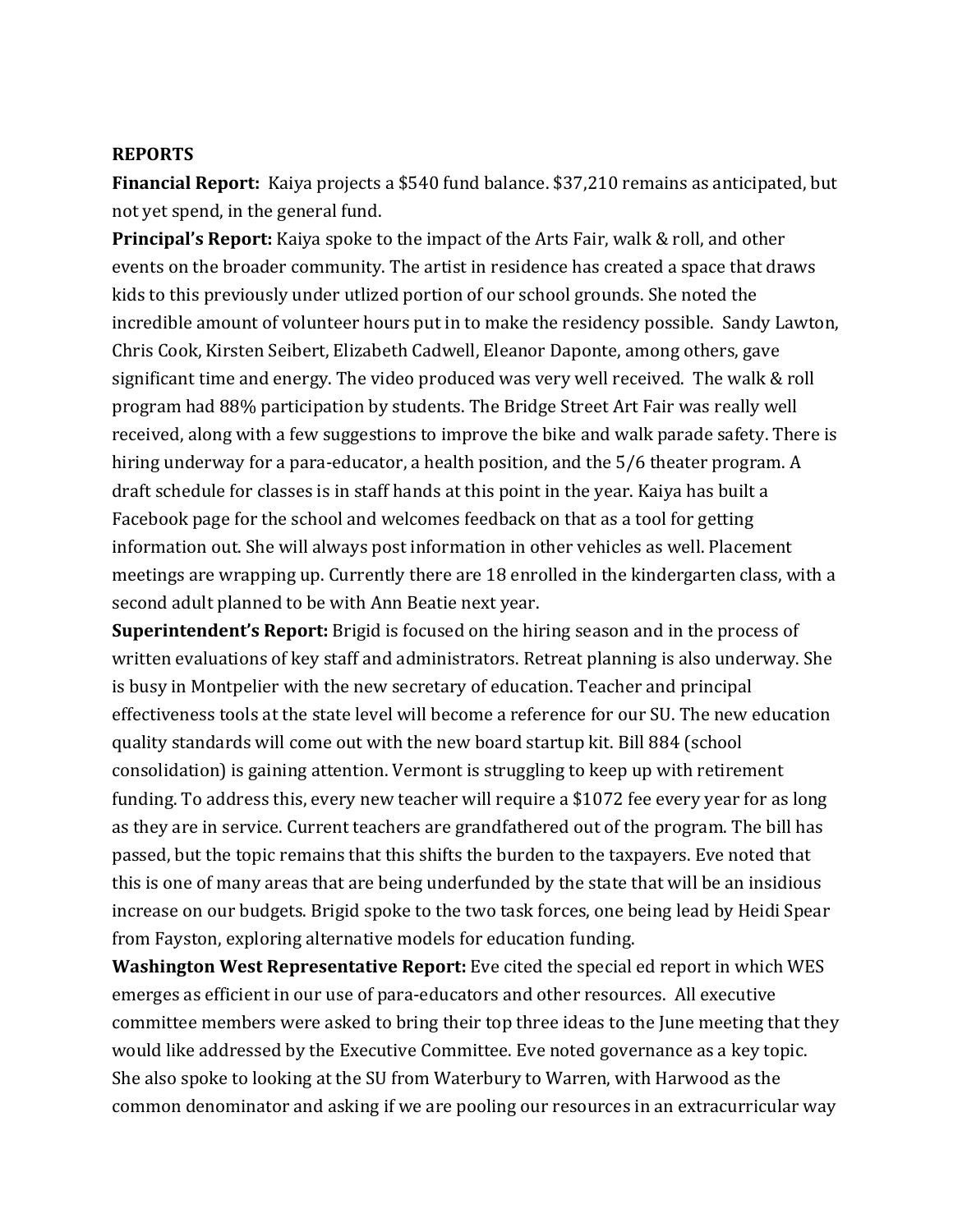**REPORTS**

**Financial Report:** Kaiya projects a $540 fund balance. $37,210 remains as anticipated, but not yet spend, in the general fund.

**Principal's Report:** Kaiya spoke to the impact of the Arts Fair, walk & roll, and other events on the broader community. The artist in residence has created a space that draws kids to this previously under utlized portion of our school grounds. She noted the incredible amount of volunteer hours put in to make the residency possible. Sandy Lawton, Chris Cook, Kirsten Seibert, Elizabeth Cadwell, Eleanor Daponte, among others, gave significant time and energy. The video produced was very well received. The walk & roll program had 88% participation by students. The Bridge Street Art Fair was really well received, along with a few suggestions to improve the bike and walk parade safety. There is hiring underway for a para-educator, a health position, and the 5/6 theater program. A draft schedule for classes is in staff hands at this point in the year. Kaiya has built a Facebook page for the school and welcomes feedback on that as a tool for getting information out. She will always post information in other vehicles as well. Placement meetings are wrapping up. Currently there are 18 enrolled in the kindergarten class, with a second adult planned to be with Ann Beatie next year.

**Superintendent's Report:** Brigid is focused on the hiring season and in the process of written evaluations of key staff and administrators. Retreat planning is also underway. She is busy in Montpelier with the new secretary of education. Teacher and principal effectiveness tools at the state level will become a reference for our SU. The new education quality standards will come out with the new board startup kit. Bill 884 (school consolidation) is gaining attention. Vermont is struggling to keep up with retirement funding. To address this, every new teacher will require a $1072 fee every year for as long as they are in service. Current teachers are grandfathered out of the program. The bill has passed, but the topic remains that this shifts the burden to the taxpayers. Eve noted that this is one of many areas that are being underfunded by the state that will be an insidious increase on our budgets. Brigid spoke to the two task forces, one being lead by Heidi Spear from Fayston, exploring alternative models for education funding.

**Washington West Representative Report:** Eve cited the special ed report in which WES emerges as efficient in our use of para-educators and other resources. All executive committee members were asked to bring their top three ideas to the June meeting that they would like addressed by the Executive Committee. Eve noted governance as a key topic. She also spoke to looking at the SU from Waterbury to Warren, with Harwood as the common denominator and asking if we are pooling our resources in an extracurricular way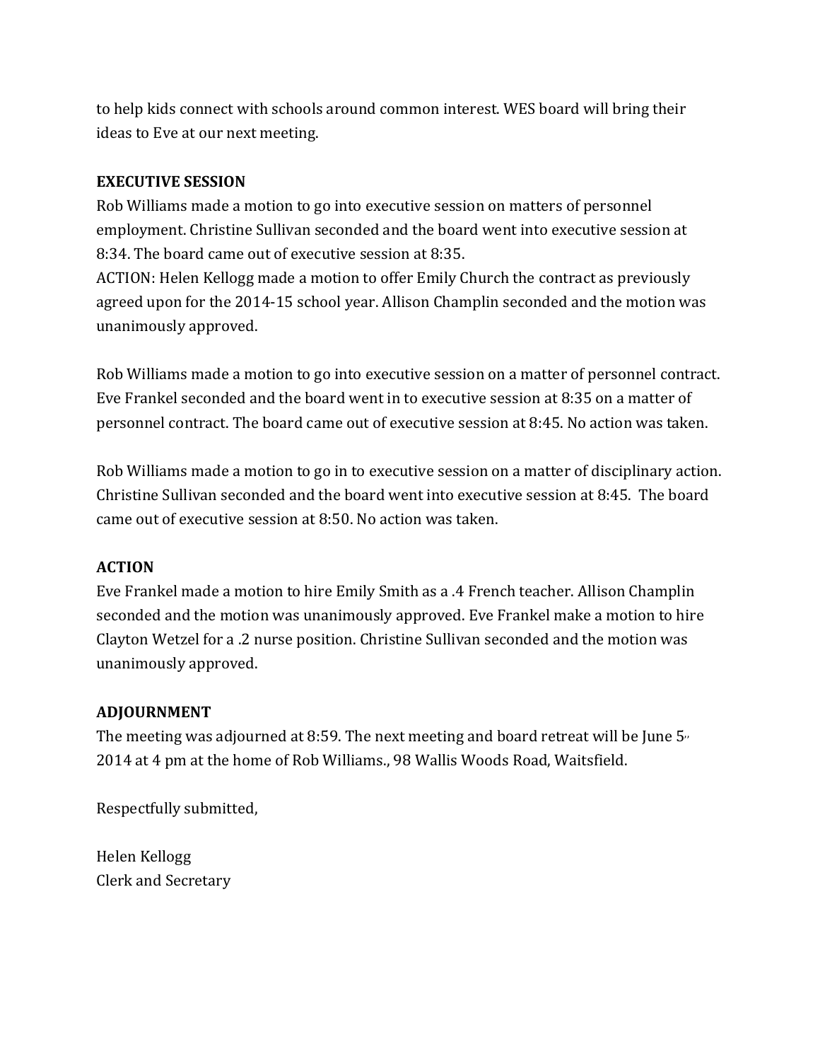to help kids connect with schools around common interest. WES board will bring their ideas to Eve at our next meeting.

**EXECUTIVE SESSION**

Rob Williams made a motion to go into executive session on matters of personnel employment. Christine Sullivan seconded and the board went into executive session at 8:34. The board came out of executive session at 8:35.

ACTION: Helen Kellogg made a motion to offer Emily Church the contract as previously agreed upon for the 2014-15 school year. Allison Champlin seconded and the motion was unanimously approved.

Rob Williams made a motion to go into executive session on a matter of personnel contract. Eve Frankel seconded and the board went in to executive session at 8:35 on a matter of personnel contract. The board came out of executive session at 8:45. No action was taken.

Rob Williams made a motion to go in to executive session on a matter of disciplinary action. Christine Sullivan seconded and the board went into executive session at 8:45. The board came out of executive session at 8:50. No action was taken.

**ACTION**

Eve Frankel made a motion to hire Emily Smith as a .4 French teacher. Allison Champlin seconded and the motion was unanimously approved. Eve Frankel make a motion to hire Clayton Wetzel for a .2 nurse position. Christine Sullivan seconded and the motion was unanimously approved.

**ADJOURNMENT**

The meeting was adjourned at 8:59. The next meeting and board retreat will be June 5, 2014 at 4 pm at the home of Rob Williams., 98 Wallis Woods Road, Waitsfield.

Respectfully submitted,

Helen Kellogg
Clerk and Secretary